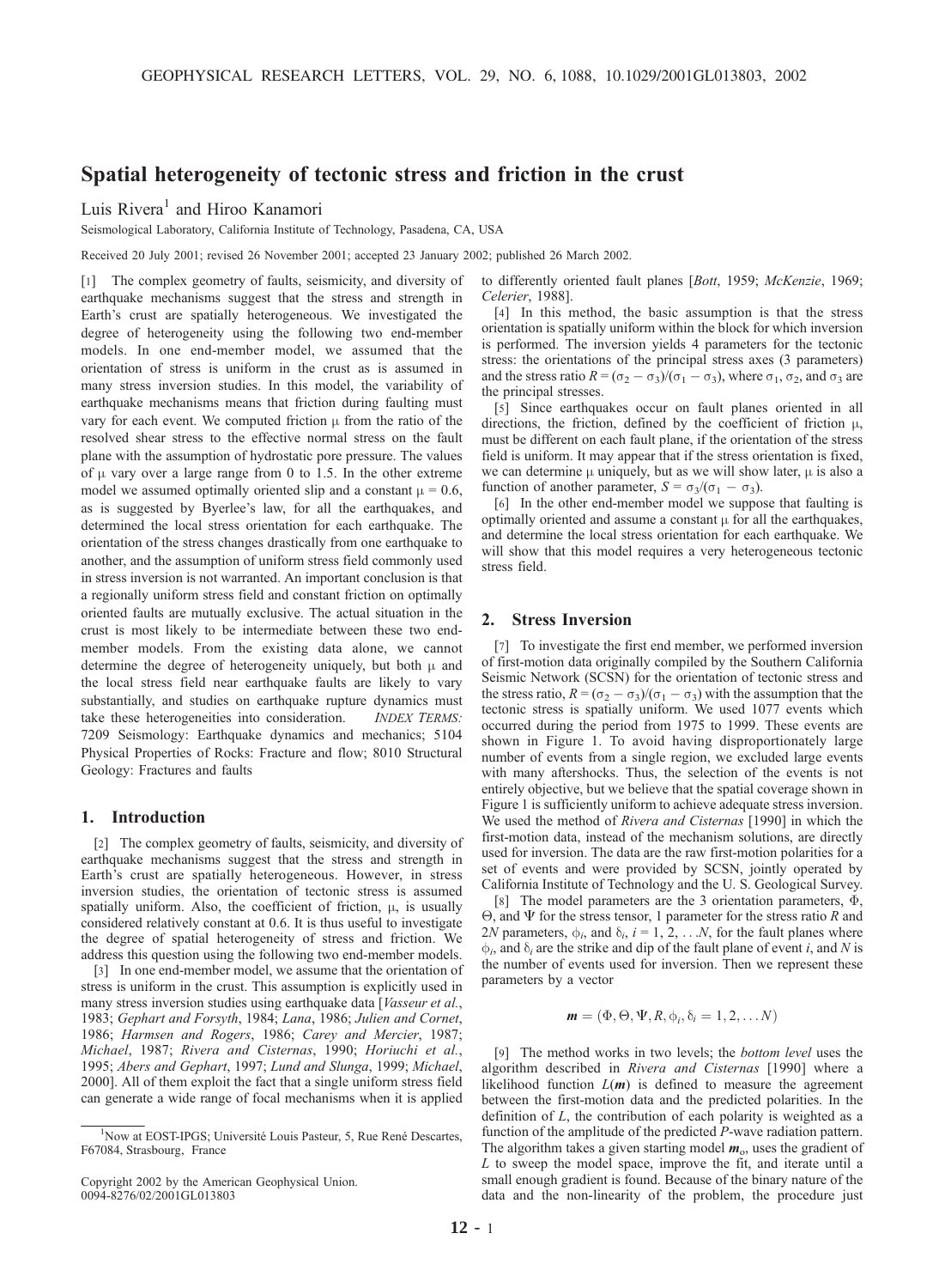# Spatial heterogeneity of tectonic stress and friction in the crust

Luis Rivera[1] and Hiroo Kanamori

Seismological Laboratory, California Institute of Technology, Pasadena, CA, USA

Received 20 July 2001; revised 26 November 2001; accepted 23 January 2002; published 26 March 2002.

[1] The complex geometry of faults, seismicity, and diversity of earthquake mechanisms suggest that the stress and strength in Earth's crust are spatially heterogeneous. We investigated the degree of heterogeneity using the following two end-member models. In one end-member model, we assumed that the orientation of stress is uniform in the crust as is assumed in many stress inversion studies. In this model, the variability of earthquake mechanisms means that friction during faulting must vary for each event. We computed friction $\mu$ from the ratio of the resolved shear stress to the effective normal stress on the fault plane with the assumption of hydrostatic pore pressure. The values of $\mu$ vary over a large range from 0 to 1.5. In the other extreme model we assumed optimally oriented slip and a constant $\mu = 0.6$, as is suggested by Byerlee's law, for all the earthquakes, and determined the local stress orientation for each earthquake. The orientation of the stress changes drastically from one earthquake to another, and the assumption of uniform stress field commonly used in stress inversion is not warranted. An important conclusion is that a regionally uniform stress field and constant friction on optimally oriented faults are mutually exclusive. The actual situation in the crust is most likely to be intermediate between these two end-member models. From the existing data alone, we cannot determine the degree of heterogeneity uniquely, but both $\mu$ and the local stress field near earthquake faults are likely to vary substantially, and studies on earthquake rupture dynamics must take these heterogeneities into consideration. *INDEX TERMS:* 7209 Seismology: Earthquake dynamics and mechanics; 5104 Physical Properties of Rocks: Fracture and flow; 8010 Structural Geology: Fractures and faults

## 1. Introduction

[2] The complex geometry of faults, seismicity, and diversity of earthquake mechanisms suggest that the stress and strength in Earth's crust are spatially heterogeneous. However, in stress inversion studies, the orientation of tectonic stress is assumed spatially uniform. Also, the coefficient of friction, $\mu$, is usually considered relatively constant at 0.6. It is thus useful to investigate the degree of spatial heterogeneity of stress and friction. We address this question using the following two end-member models.

[3] In one end-member model, we assume that the orientation of stress is uniform in the crust. This assumption is explicitly used in many stress inversion studies using earthquake data [*Vasseur et al.*, 1983; *Gephart and Forsyth*, 1984; *Lana*, 1986; *Julien and Cornet*, 1986; *Harmsen and Rogers*, 1986; *Carey and Mercier*, 1987; *Michael*, 1987; *Rivera and Cisternas*, 1990; *Horiuchi et al.*, 1995; *Abers and Gephart*, 1997; *Lund and Slunga*, 1999; *Michael*, 2000]. All of them exploit the fact that a single uniform stress field can generate a wide range of focal mechanisms when it is applied to differently oriented fault planes [*Bott*, 1959; *McKenzie*, 1969; *Celerier*, 1988].

[4] In this method, the basic assumption is that the stress orientation is spatially uniform within the block for which inversion is performed. The inversion yields 4 parameters for the tectonic stress: the orientations of the principal stress axes (3 parameters) and the stress ratio $R = (\sigma_2 - \sigma_3)/(\sigma_1 - \sigma_3)$, where $\sigma_1$, $\sigma_2$, and $\sigma_3$ are the principal stresses.

[5] Since earthquakes occur on fault planes oriented in all directions, the friction, defined by the coefficient of friction $\mu$, must be different on each fault plane, if the orientation of the stress field is uniform. It may appear that if the stress orientation is fixed, we can determine $\mu$ uniquely, but as we will show later, $\mu$ is also a function of another parameter, $S = \sigma_3/(\sigma_1 - \sigma_3)$.

[6] In the other end-member model we suppose that faulting is optimally oriented and assume a constant $\mu$ for all the earthquakes, and determine the local stress orientation for each earthquake. We will show that this model requires a very heterogeneous tectonic stress field.

## 2. Stress Inversion

[7] To investigate the first end member, we performed inversion of first-motion data originally compiled by the Southern California Seismic Network (SCSN) for the orientation of tectonic stress and the stress ratio, $R = (\sigma_2 - \sigma_3)/(\sigma_1 - \sigma_3)$ with the assumption that the tectonic stress is spatially uniform. We used 1077 events which occurred during the period from 1975 to 1999. These events are shown in Figure 1. To avoid having disproportionately large number of events from a single region, we excluded large events with many aftershocks. Thus, the selection of the events is not entirely objective, but we believe that the spatial coverage shown in Figure 1 is sufficiently uniform to achieve adequate stress inversion. We used the method of *Rivera and Cisternas* [1990] in which the first-motion data, instead of the mechanism solutions, are directly used for inversion. The data are the raw first-motion polarities for a set of events and were provided by SCSN, jointly operated by California Institute of Technology and the U. S. Geological Survey.

[8] The model parameters are the 3 orientation parameters, $\Phi$, $\Theta$, and $\Psi$ for the stress tensor, 1 parameter for the stress ratio $R$ and $2N$ parameters, $\phi_i$, and $\delta_i$, $i = 1, 2, \ldots N$, for the fault planes where $\phi_i$, and $\delta_i$ are the strike and dip of the fault plane of event $i$, and $N$ is the number of events used for inversion. Then we represent these parameters by a vector

$$\boldsymbol{m} = (\Phi, \Theta, \Psi, R, \phi_i, \delta_i = 1, 2, \ldots N)$$

[9] The method works in two levels; the *bottom level* uses the algorithm described in *Rivera and Cisternas* [1990] where a likelihood function $L(\boldsymbol{m})$ is defined to measure the agreement between the first-motion data and the predicted polarities. In the definition of $L$, the contribution of each polarity is weighted as a function of the amplitude of the predicted $P$-wave radiation pattern. The algorithm takes a given starting model $\boldsymbol{m}_o$, uses the gradient of $L$ to sweep the model space, improve the fit, and iterate until a small enough gradient is found. Because of the binary nature of the data and the non-linearity of the problem, the procedure just

[1] Now at EOST-IPGS; Université Louis Pasteur, 5, Rue René Descartes, F67084, Strasbourg, France

Copyright 2002 by the American Geophysical Union.
0094-8276/02/2001GL013803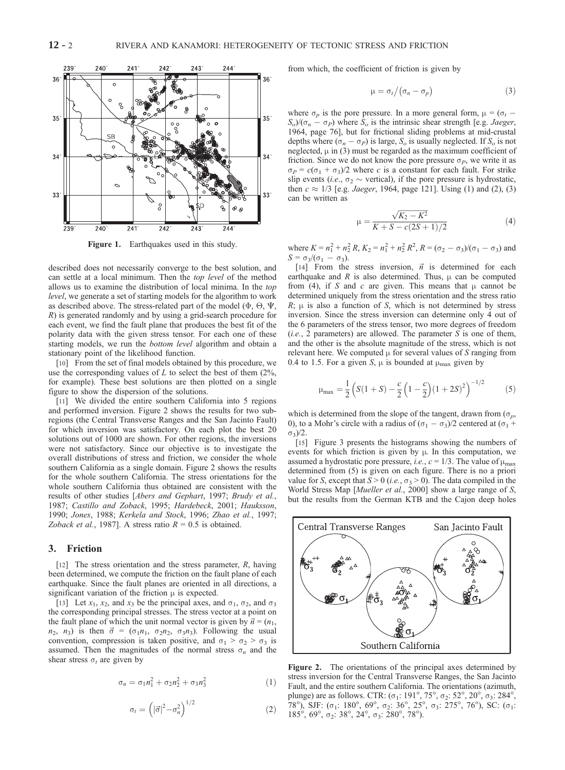Figure 1. Earthquakes used in this study.

described does not necessarily converge to the best solution, and can settle at a local minimum. Then the *top level* of the method allows us to examine the distribution of local minima. In the *top level*, we generate a set of starting models for the algorithm to work as described above. The stress-related part of the model ($\Phi$, $\Theta$, $\Psi$, $R$) is generated randomly and by using a grid-search procedure for each event, we find the fault plane that produces the best fit of the polarity data with the given stress tensor. For each one of these starting models, we run the *bottom level* algorithm and obtain a stationary point of the likelihood function.

[10] From the set of final models obtained by this procedure, we use the corresponding values of $L$ to select the best of them (2%, for example). These best solutions are then plotted on a single figure to show the dispersion of the solutions.

[11] We divided the entire southern California into 5 regions and performed inversion. Figure 2 shows the results for two subregions (the Central Transverse Ranges and the San Jacinto Fault) for which inversion was satisfactory. On each plot the best 20 solutions out of 1000 are shown. For other regions, the inversions were not satisfactory. Since our objective is to investigate the overall distributions of stress and friction, we consider the whole southern California as a single domain. Figure 2 shows the results for the whole southern California. The stress orientations for the whole southern California thus obtained are consistent with the results of other studies [*Abers and Gephart*, 1997; *Brudy et al.*, 1987; *Castillo and Zoback*, 1995; *Hardebeck*, 2001; *Hauksson*, 1990; *Jones*, 1988; *Kerkela and Stock*, 1996; *Zhao et al.*, 1997; *Zoback et al.*, 1987]. A stress ratio $R = 0.5$ is obtained.

## 3. Friction

[12] The stress orientation and the stress parameter, $R$, having been determined, we compute the friction on the fault plane of each earthquake. Since the fault planes are oriented in all directions, a significant variation of the friction $\mu$ is expected.

[13] Let $x_1$, $x_2$, and $x_3$ be the principal axes, and $\sigma_1$, $\sigma_2$, and $\sigma_3$ the corresponding principal stresses. The stress vector at a point on the fault plane of which the unit normal vector is given by $\vec{n} = (n_1, n_2, n_3)$ is then $\vec{\sigma} = (\sigma_1 n_1, \sigma_2 n_2, \sigma_3 n_3)$. Following the usual convention, compression is taken positive, and $\sigma_1 > \sigma_2 > \sigma_3$ is assumed. Then the magnitudes of the normal stress $\sigma_n$ and the shear stress $\sigma_t$ are given by

$$\sigma_n = \sigma_1 n_1^2 + \sigma_2 n_2^2 + \sigma_3 n_3^2 \tag{1}$$

$$\sigma_t = \left(|\vec{\sigma}|^2 - \sigma_n^2\right)^{1/2} \tag{2}$$

from which, the coefficient of friction is given by

$$\mu = \sigma_t / (\sigma_n - \sigma_p) \tag{3}$$

where $\sigma_p$ is the pore pressure. In a more general form, $\mu = (\sigma_t - S_o)/(\sigma_n - \sigma_P)$ where $S_o$ is the intrinsic shear strength [e.g. *Jaeger*, 1964, page 76], but for frictional sliding problems at mid-crustal depths where $(\sigma_n - \sigma_P)$ is large, $S_o$ is usually neglected. If $S_o$ is not neglected, $\mu$ in (3) must be regarded as the maximum coefficient of friction. Since we do not know the pore pressure $\sigma_P$, we write it as $\sigma_P = c(\sigma_1 + \sigma_3)/2$ where $c$ is a constant for each fault. For strike slip events (*i.e.*, $\sigma_2 \sim$ vertical), if the pore pressure is hydrostatic, then $c \approx 1/3$ [e.g. *Jaeger*, 1964, page 121]. Using (1) and (2), (3) can be written as

$$\mu = \frac{\sqrt{K_2 - K^2}}{K + S - c(2S + 1)/2} \tag{4}$$

where $K = n_1^2 + n_2^2 R$, $K_2 = n_1^2 + n_2^2 R^2$, $R = (\sigma_2 - \sigma_3)/(\sigma_1 - \sigma_3)$ and $S = \sigma_3/(\sigma_1 - \sigma_3)$.

[14] From the stress inversion, $\vec{n}$ is determined for each earthquake and $R$ is also determined. Thus, $\mu$ can be computed from (4), if $S$ and $c$ are given. This means that $\mu$ cannot be determined uniquely from the stress orientation and the stress ratio $R$; $\mu$ is also a function of $S$, which is not determined by stress inversion. Since the stress inversion can determine only 4 out of the 6 parameters of the stress tensor, two more degrees of freedom (*i.e.*, 2 parameters) are allowed. The parameter $S$ is one of them, and the other is the absolute magnitude of the stress, which is not relevant here. We computed $\mu$ for several values of $S$ ranging from 0.4 to 1.5. For a given $S$, $\mu$ is bounded at $\mu_{max}$ given by

$$\mu_{max} = \frac{1}{2}\left(S(1+S) - \frac{c}{2}\left(1 - \frac{c}{2}\right)(1 + 2S)^2\right)^{-1/2} \tag{5}$$

which is determined from the slope of the tangent, drawn from ($\sigma_p$, 0), to a Mohr's circle with a radius of $(\sigma_1 - \sigma_3)/2$ centered at $(\sigma_1 + \sigma_3)/2$.

[15] Figure 3 presents the histograms showing the numbers of events for which friction is given by $\mu$. In this computation, we assumed a hydrostatic pore pressure, *i.e.*, $c = 1/3$. The value of $\mu_{max}$ determined from (5) is given on each figure. There is no a priori value for $S$, except that $S > 0$ (*i.e.*, $\sigma_3 > 0$). The data compiled in the World Stress Map [*Mueller et al.*, 2000] show a large range of $S$, but the results from the German KTB and the Cajon deep holes

Figure 2. The orientations of the principal axes determined by stress inversion for the Central Transverse Ranges, the San Jacinto Fault, and the entire southern California. The orientations (azimuth, plunge) are as follows. CTR: ($\sigma_1$: 191°, 75°, $\sigma_2$: 52°, 20°, $\sigma_3$: 284°, 78°), SJF: ($\sigma_1$: 180°, 69°, $\sigma_2$: 36°, 25°, $\sigma_3$: 275°, 76°), SC: ($\sigma_1$: 185°, 69°, $\sigma_2$: 38°, 24°, $\sigma_3$: 280°, 78°).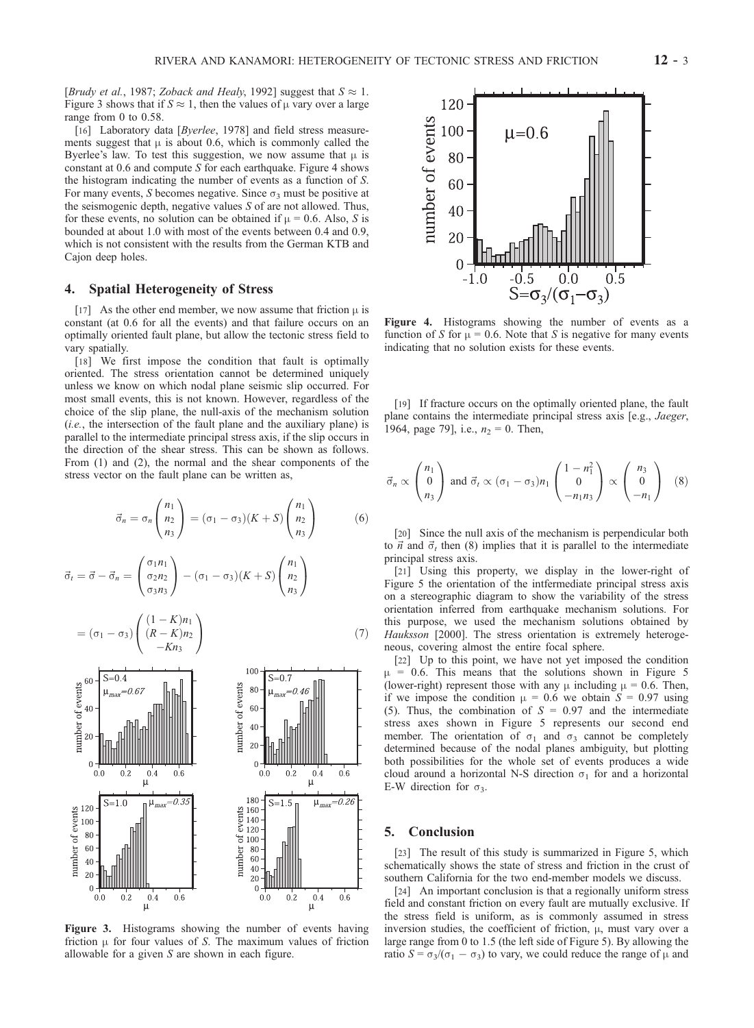[*Brudy et al.*, 1987; *Zoback and Healy*, 1992] suggest that $S \approx 1$. Figure 3 shows that if $S \approx 1$, then the values of $\mu$ vary over a large range from 0 to 0.58.

[16] Laboratory data [*Byerlee*, 1978] and field stress measurements suggest that $\mu$ is about 0.6, which is commonly called the Byerlee's law. To test this suggestion, we now assume that $\mu$ is constant at 0.6 and compute $S$ for each earthquake. Figure 4 shows the histogram indicating the number of events as a function of $S$. For many events, $S$ becomes negative. Since $\sigma_3$ must be positive at the seismogenic depth, negative values $S$ of are not allowed. Thus, for these events, no solution can be obtained if $\mu = 0.6$. Also, $S$ is bounded at about 1.0 with most of the events between 0.4 and 0.9, which is not consistent with the results from the German KTB and Cajon deep holes.

## 4. Spatial Heterogeneity of Stress

[17] As the other end member, we now assume that friction $\mu$ is constant (at 0.6 for all the events) and that failure occurs on an optimally oriented fault plane, but allow the tectonic stress field to vary spatially.

[18] We first impose the condition that fault is optimally oriented. The stress orientation cannot be determined uniquely unless we know on which nodal plane seismic slip occurred. For most small events, this is not known. However, regardless of the choice of the slip plane, the null-axis of the mechanism solution (*i.e.*, the intersection of the fault plane and the auxiliary plane) is parallel to the intermediate principal stress axis, if the slip occurs in the direction of the shear stress. This can be shown as follows. From (1) and (2), the normal and the shear components of the stress vector on the fault plane can be written as,

$$\vec{\sigma}_n = \sigma_n \begin{pmatrix} n_1 \\ n_2 \\ n_3 \end{pmatrix} = (\sigma_1 - \sigma_3)(K + S) \begin{pmatrix} n_1 \\ n_2 \\ n_3 \end{pmatrix} \quad (6)$$

$$\vec{\sigma}_t = \vec{\sigma} - \vec{\sigma}_n = \begin{pmatrix} \sigma_1 n_1 \\ \sigma_2 n_2 \\ \sigma_3 n_3 \end{pmatrix} - (\sigma_1 - \sigma_3)(K + S) \begin{pmatrix} n_1 \\ n_2 \\ n_3 \end{pmatrix}$$

$$= (\sigma_1 - \sigma_3) \begin{pmatrix} (1-K)n_1 \\ (R-K)n_2 \\ -Kn_3 \end{pmatrix} \quad (7)$$

Figure 3. Histograms showing the number of events having friction $\mu$ for four values of $S$. The maximum values of friction allowable for a given $S$ are shown in each figure.

Figure 4. Histograms showing the number of events as a function of $S$ for $\mu = 0.6$. Note that $S$ is negative for many events indicating that no solution exists for these events.

[19] If fracture occurs on the optimally oriented plane, the fault plane contains the intermediate principal stress axis [e.g., *Jaeger*, 1964, page 79], i.e., $n_2 = 0$. Then,

$$\vec{\sigma}_n \propto \begin{pmatrix} n_1 \\ 0 \\ n_3 \end{pmatrix} \text{ and } \vec{\sigma}_t \propto (\sigma_1 - \sigma_3)n_1 \begin{pmatrix} 1 - n_1^2 \\ 0 \\ -n_1 n_3 \end{pmatrix} \propto \begin{pmatrix} n_3 \\ 0 \\ -n_1 \end{pmatrix} \quad (8)$$

[20] Since the null axis of the mechanism is perpendicular both to $\vec{n}$ and $\vec{\sigma}_t$ then (8) implies that it is parallel to the intermediate principal stress axis.

[21] Using this property, we display in the lower-right of Figure 5 the orientation of the intfermediate principal stress axis on a stereographic diagram to show the variability of the stress orientation inferred from earthquake mechanism solutions. For this purpose, we used the mechanism solutions obtained by *Hauksson* [2000]. The stress orientation is extremely heterogeneous, covering almost the entire focal sphere.

[22] Up to this point, we have not yet imposed the condition $\mu = 0.6$. This means that the solutions shown in Figure 5 (lower-right) represent those with any $\mu$ including $\mu = 0.6$. Then, if we impose the condition $\mu = 0.6$ we obtain $S = 0.97$ using (5). Thus, the combination of $S = 0.97$ and the intermediate stress axes shown in Figure 5 represents our second end member. The orientation of $\sigma_1$ and $\sigma_3$ cannot be completely determined because of the nodal planes ambiguity, but plotting both possibilities for the whole set of events produces a wide cloud around a horizontal N-S direction $\sigma_1$ for and a horizontal E-W direction for $\sigma_3$.

## 5. Conclusion

[23] The result of this study is summarized in Figure 5, which schematically shows the state of stress and friction in the crust of southern California for the two end-member models we discuss.

[24] An important conclusion is that a regionally uniform stress field and constant friction on every fault are mutually exclusive. If the stress field is uniform, as is commonly assumed in stress inversion studies, the coefficient of friction, $\mu$, must vary over a large range from 0 to 1.5 (the left side of Figure 5). By allowing the ratio $S = \sigma_3/(\sigma_1 - \sigma_3)$ to vary, we could reduce the range of $\mu$ and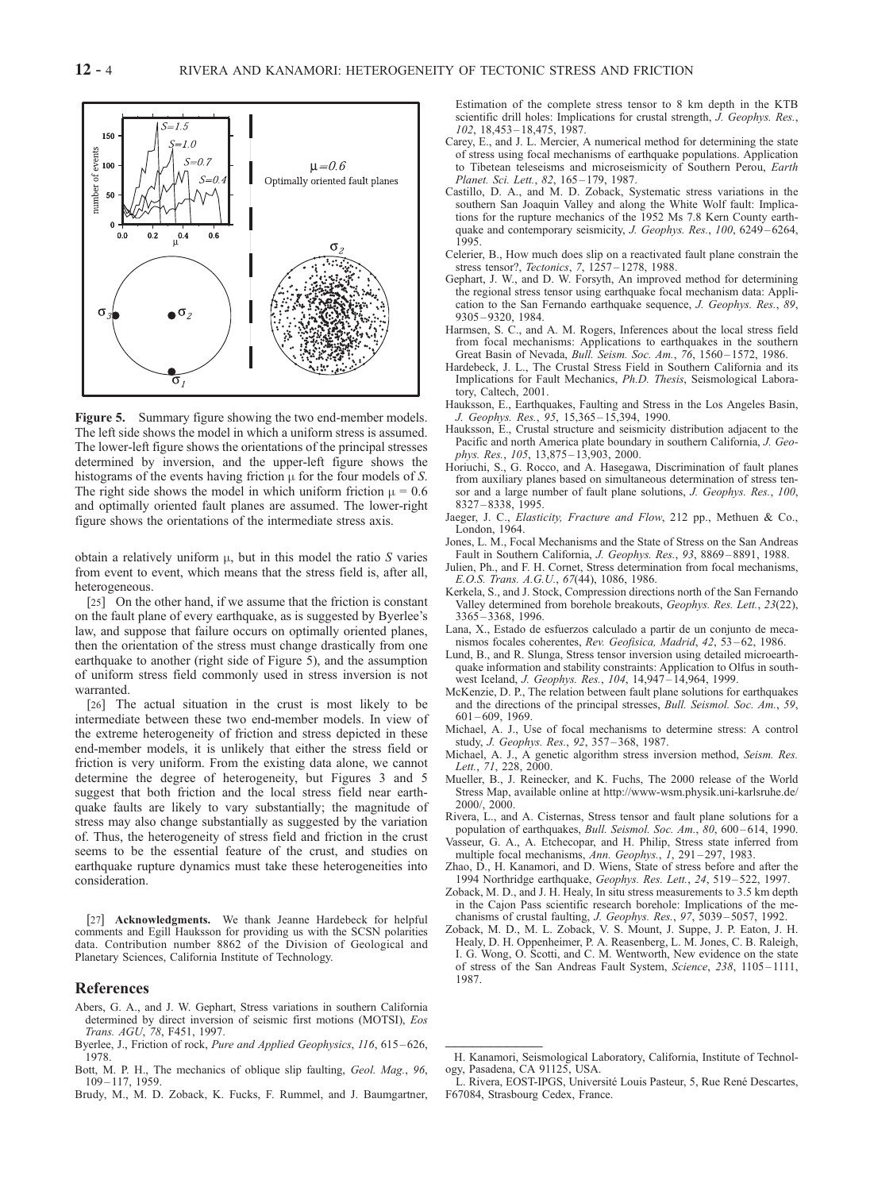S=1.5
S=1.0
S=0.7
S=0.4
number of events
150
100
50
0
0.0 0.2 0.4 0.6
μ

μ=0.6
Optimally oriented fault planes

σ3 σ2 σ1

σ2

**Figure 5.** Summary figure showing the two end-member models. The left side shows the model in which a uniform stress is assumed. The lower-left figure shows the orientations of the principal stresses determined by inversion, and the upper-left figure shows the histograms of the events having friction $\mu$ for the four models of $S$. The right side shows the model in which uniform friction $\mu = 0.6$ and optimally oriented fault planes are assumed. The lower-right figure shows the orientations of the intermediate stress axis.

obtain a relatively uniform $\mu$, but in this model the ratio $S$ varies from event to event, which means that the stress field is, after all, heterogeneous.

[25] On the other hand, if we assume that the friction is constant on the fault plane of every earthquake, as is suggested by Byerlee's law, and suppose that failure occurs on optimally oriented planes, then the orientation of the stress must change drastically from one earthquake to another (right side of Figure 5), and the assumption of uniform stress field commonly used in stress inversion is not warranted.

[26] The actual situation in the crust is most likely to be intermediate between these two end-member models. In view of the extreme heterogeneity of friction and stress depicted in these end-member models, it is unlikely that either the stress field or friction is very uniform. From the existing data alone, we cannot determine the degree of heterogeneity, but Figures 3 and 5 suggest that both friction and the local stress field near earthquake faults are likely to vary substantially; the magnitude of stress may also change substantially as suggested by the variation of. Thus, the heterogeneity of stress field and friction in the crust seems to be the essential feature of the crust, and studies on earthquake rupture dynamics must take these heterogeneities into consideration.

[27] **Acknowledgments.** We thank Jeanne Hardebeck for helpful comments and Egill Hauksson for providing us with the SCSN polarities data. Contribution number 8862 of the Division of Geological and Planetary Sciences, California Institute of Technology.

## References

Abers, G. A., and J. W. Gephart, Stress variations in southern California determined by direct inversion of seismic first motions (MOTSI), *Eos Trans. AGU*, *78*, F451, 1997.

Byerlee, J., Friction of rock, *Pure and Applied Geophysics*, *116*, 615–626, 1978.

Bott, M. P. H., The mechanics of oblique slip faulting, *Geol. Mag.*, *96*, 109–117, 1959.

Brudy, M., M. D. Zoback, K. Fucks, F. Rummel, and J. Baumgartner, Estimation of the complete stress tensor to 8 km depth in the KTB scientific drill holes: Implications for crustal strength, *J. Geophys. Res.*, *102*, 18,453–18,475, 1987.

Carey, E., and J. L. Mercier, A numerical method for determining the state of stress using focal mechanisms of earthquake populations. Application to Tibetean teleseisms and microseismicity of Southern Perou, *Earth Planet. Sci. Lett.*, *82*, 165–179, 1987.

Castillo, D. A., and M. D. Zoback, Systematic stress variations in the southern San Joaquin Valley and along the White Wolf fault: Implications for the rupture mechanics of the 1952 Ms 7.8 Kern County earthquake and contemporary seismicity, *J. Geophys. Res.*, *100*, 6249–6264, 1995.

Celerier, B., How much does slip on a reactivated fault plane constrain the stress tensor?, *Tectonics*, *7*, 1257–1278, 1988.

Gephart, J. W., and D. W. Forsyth, An improved method for determining the regional stress tensor using earthquake focal mechanism data: Application to the San Fernando earthquake sequence, *J. Geophys. Res.*, *89*, 9305–9320, 1984.

Harmsen, S. C., and A. M. Rogers, Inferences about the local stress field from focal mechanisms: Applications to earthquakes in the southern Great Basin of Nevada, *Bull. Seism. Soc. Am.*, *76*, 1560–1572, 1986.

Hardebeck, J. L., The Crustal Stress Field in Southern California and its Implications for Fault Mechanics, *Ph.D. Thesis*, Seismological Laboratory, Caltech, 2001.

Hauksson, E., Earthquakes, Faulting and Stress in the Los Angeles Basin, *J. Geophys. Res.*, *95*, 15,365–15,394, 1990.

Hauksson, E., Crustal structure and seismicity distribution adjacent to the Pacific and north America plate boundary in southern California, *J. Geophys. Res.*, *105*, 13,875–13,903, 2000.

Horiuchi, S., G. Rocco, and A. Hasegawa, Discrimination of fault planes from auxiliary planes based on simultaneous determination of stress tensor and a large number of fault plane solutions, *J. Geophys. Res.*, *100*, 8327–8338, 1995.

Jaeger, J. C., *Elasticity, Fracture and Flow*, 212 pp., Methuen & Co., London, 1964.

Jones, L. M., Focal Mechanisms and the State of Stress on the San Andreas Fault in Southern California, *J. Geophys. Res.*, *93*, 8869–8891, 1988.

Julien, Ph., and F. H. Cornet, Stress determination from focal mechanisms, *E.O.S. Trans. A.G.U.*, *67*(44), 1086, 1986.

Kerkela, S., and J. Stock, Compression directions north of the San Fernando Valley determined from borehole breakouts, *Geophys. Res. Lett.*, *23*(22), 3365–3368, 1996.

Lana, X., Estado de esfuerzos calculado a partir de un conjunto de mecanismos focales coherentes, *Rev. Geofisica, Madrid*, *42*, 53–62, 1986.

Lund, B., and R. Slunga, Stress tensor inversion using detailed microearthquake information and stability constraints: Application to Olfus in southwest Iceland, *J. Geophys. Res.*, *104*, 14,947–14,964, 1999.

McKenzie, D. P., The relation between fault plane solutions for earthquakes and the directions of the principal stresses, *Bull. Seismol. Soc. Am.*, *59*, 601–609, 1969.

Michael, A. J., Use of focal mechanisms to determine stress: A control study, *J. Geophys. Res.*, *92*, 357–368, 1987.

Michael, A. J., A genetic algorithm stress inversion method, *Seism. Res. Lett.*, *71*, 228, 2000.

Mueller, B., J. Reinecker, and K. Fuchs, The 2000 release of the World Stress Map, available online at http://www-wsm.physik.uni-karlsruhe.de/2000/, 2000.

Rivera, L., and A. Cisternas, Stress tensor and fault plane solutions for a population of earthquakes, *Bull. Seismol. Soc. Am.*, *80*, 600–614, 1990.

Vasseur, G. A., A. Etchecopar, and H. Philip, Stress state inferred from multiple focal mechanisms, *Ann. Geophys.*, *1*, 291–297, 1983.

Zhao, D., H. Kanamori, and D. Wiens, State of stress before and after the 1994 Northridge earthquake, *Geophys. Res. Lett.*, *24*, 519–522, 1997.

Zoback, M. D., and J. H. Healy, In situ stress measurements to 3.5 km depth in the Cajon Pass scientific research borehole: Implications of the mechanisms of crustal faulting, *J. Geophys. Res.*, *97*, 5039–5057, 1992.

Zoback, M. D., M. L. Zoback, V. S. Mount, J. Suppe, J. P. Eaton, J. H. Healy, D. H. Oppenheimer, P. A. Reasenberg, L. M. Jones, C. B. Raleigh, I. G. Wong, O. Scotti, and C. M. Wentworth, New evidence on the state of stress of the San Andreas Fault System, *Science*, *238*, 1105–1111, 1987.

---

H. Kanamori, Seismological Laboratory, California, Institute of Technology, Pasadena, CA 91125, USA.

L. Rivera, EOST-IPGS, Université Louis Pasteur, 5, Rue René Descartes, F67084, Strasbourg Cedex, France.